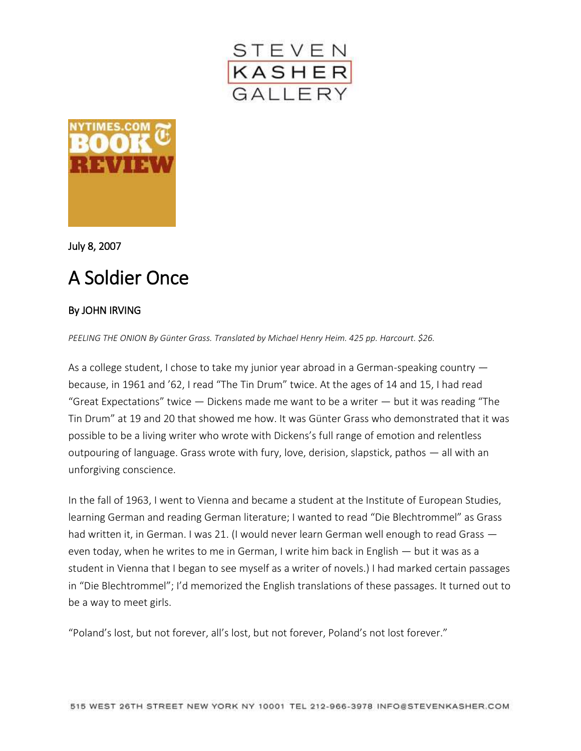July 8, 2007

# A Soldier Once

**By JOHN IRVING**

*PEELING THE ONION By Günter Grass. Translated by Michael Henry Heim. 425 pp. Harcourt. $26.*

As a college student, I chose to take my junior year abroad in a German-speaking country — because, in 1961 and ’62, I read “The Tin Drum” twice. At the ages of 14 and 15, I had read “Great Expectations” twice — Dickens made me want to be a writer — but it was reading “The Tin Drum” at 19 and 20 that showed me how. It was Günter Grass who demonstrated that it was possible to be a living writer who wrote with Dickens’s full range of emotion and relentless outpouring of language. Grass wrote with fury, love, derision, slapstick, pathos — all with an unforgiving conscience.

In the fall of 1963, I went to Vienna and became a student at the Institute of European Studies, learning German and reading German literature; I wanted to read “Die Blechtrommel” as Grass had written it, in German. I was 21. (I would never learn German well enough to read Grass — even today, when he writes to me in German, I write him back in English — but it was as a student in Vienna that I began to see myself as a writer of novels.) I had marked certain passages in “Die Blechtrommel”; I’d memorized the English translations of these passages. It turned out to be a way to meet girls.

“Poland’s lost, but not forever, all’s lost, but not forever, Poland’s not lost forever.”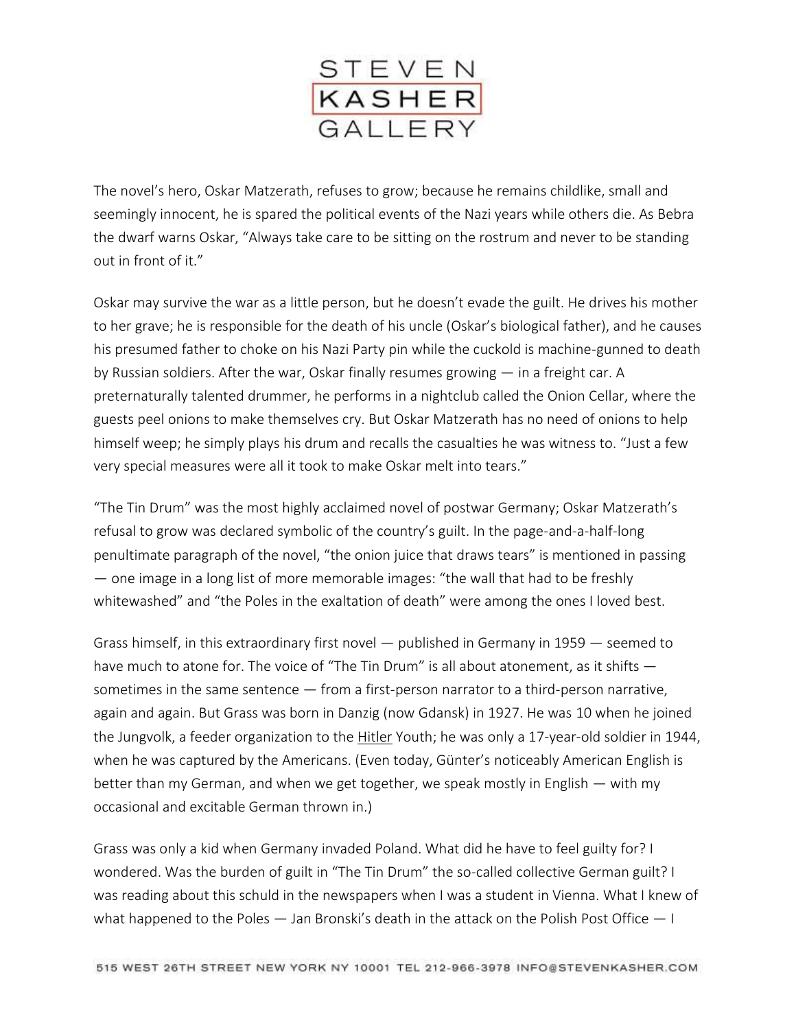The novel's hero, Oskar Matzerath, refuses to grow; because he remains childlike, small and seemingly innocent, he is spared the political events of the Nazi years while others die. As Bebra the dwarf warns Oskar, "Always take care to be sitting on the rostrum and never to be standing out in front of it."

Oskar may survive the war as a little person, but he doesn't evade the guilt. He drives his mother to her grave; he is responsible for the death of his uncle (Oskar's biological father), and he causes his presumed father to choke on his Nazi Party pin while the cuckold is machine-gunned to death by Russian soldiers. After the war, Oskar finally resumes growing — in a freight car. A preternaturally talented drummer, he performs in a nightclub called the Onion Cellar, where the guests peel onions to make themselves cry. But Oskar Matzerath has no need of onions to help himself weep; he simply plays his drum and recalls the casualties he was witness to. "Just a few very special measures were all it took to make Oskar melt into tears."

"The Tin Drum" was the most highly acclaimed novel of postwar Germany; Oskar Matzerath's refusal to grow was declared symbolic of the country's guilt. In the page-and-a-half-long penultimate paragraph of the novel, "the onion juice that draws tears" is mentioned in passing — one image in a long list of more memorable images: "the wall that had to be freshly whitewashed" and "the Poles in the exaltation of death" were among the ones I loved best.

Grass himself, in this extraordinary first novel — published in Germany in 1959 — seemed to have much to atone for. The voice of "The Tin Drum" is all about atonement, as it shifts — sometimes in the same sentence — from a first-person narrator to a third-person narrative, again and again. But Grass was born in Danzig (now Gdansk) in 1927. He was 10 when he joined the Jungvolk, a feeder organization to the Hitler Youth; he was only a 17-year-old soldier in 1944, when he was captured by the Americans. (Even today, Günter's noticeably American English is better than my German, and when we get together, we speak mostly in English — with my occasional and excitable German thrown in.)

Grass was only a kid when Germany invaded Poland. What did he have to feel guilty for? I wondered. Was the burden of guilt in "The Tin Drum" the so-called collective German guilt? I was reading about this schuld in the newspapers when I was a student in Vienna. What I knew of what happened to the Poles — Jan Bronski's death in the attack on the Polish Post Office — I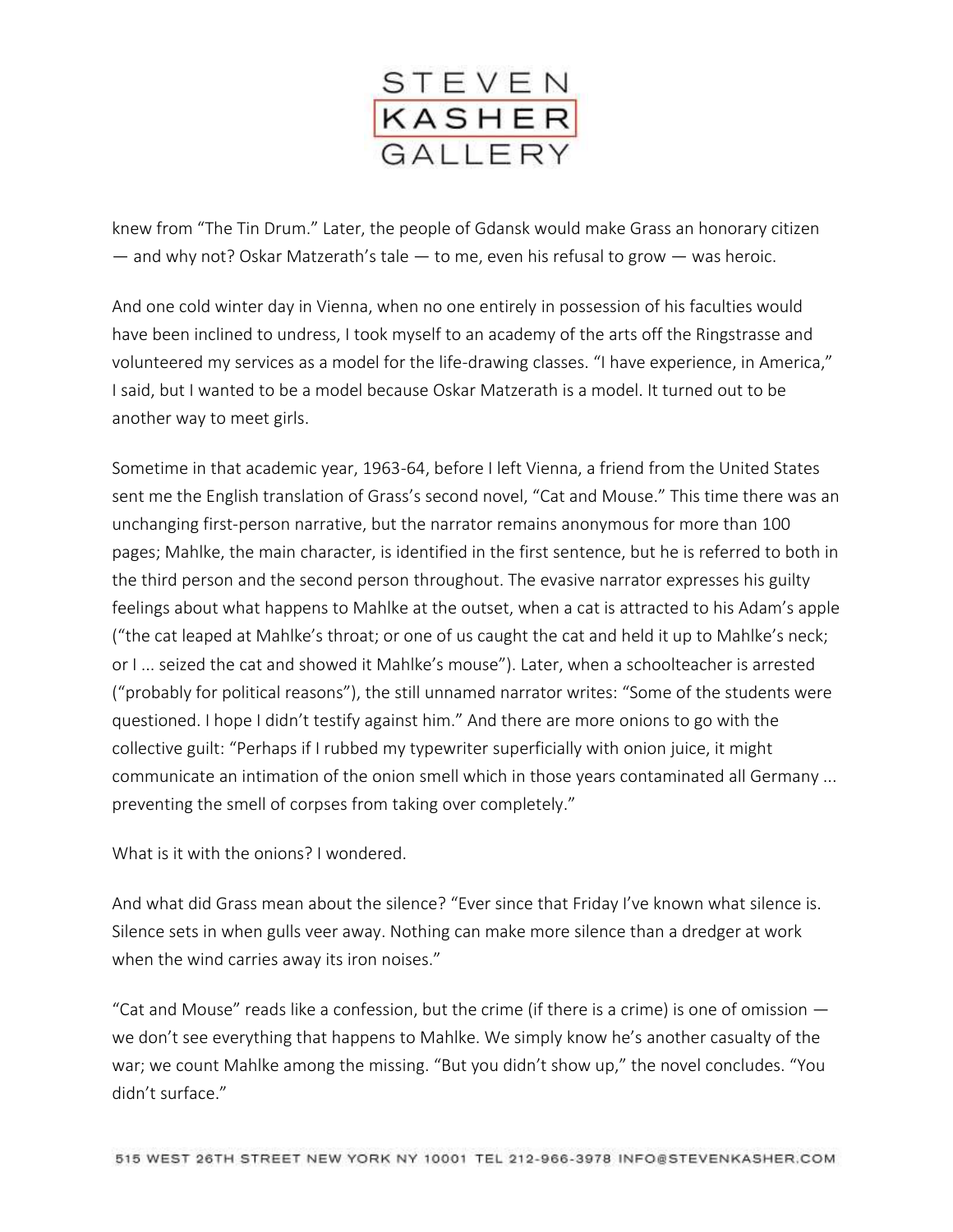knew from "The Tin Drum." Later, the people of Gdansk would make Grass an honorary citizen — and why not? Oskar Matzerath's tale — to me, even his refusal to grow — was heroic.

And one cold winter day in Vienna, when no one entirely in possession of his faculties would have been inclined to undress, I took myself to an academy of the arts off the Ringstrasse and volunteered my services as a model for the life-drawing classes. "I have experience, in America," I said, but I wanted to be a model because Oskar Matzerath is a model. It turned out to be another way to meet girls.

Sometime in that academic year, 1963-64, before I left Vienna, a friend from the United States sent me the English translation of Grass's second novel, "Cat and Mouse." This time there was an unchanging first-person narrative, but the narrator remains anonymous for more than 100 pages; Mahlke, the main character, is identified in the first sentence, but he is referred to both in the third person and the second person throughout. The evasive narrator expresses his guilty feelings about what happens to Mahlke at the outset, when a cat is attracted to his Adam's apple ("the cat leaped at Mahlke's throat; or one of us caught the cat and held it up to Mahlke's neck; or I ... seized the cat and showed it Mahlke's mouse"). Later, when a schoolteacher is arrested ("probably for political reasons"), the still unnamed narrator writes: "Some of the students were questioned. I hope I didn't testify against him." And there are more onions to go with the collective guilt: "Perhaps if I rubbed my typewriter superficially with onion juice, it might communicate an intimation of the onion smell which in those years contaminated all Germany ... preventing the smell of corpses from taking over completely."

What is it with the onions? I wondered.

And what did Grass mean about the silence? "Ever since that Friday I've known what silence is. Silence sets in when gulls veer away. Nothing can make more silence than a dredger at work when the wind carries away its iron noises."

"Cat and Mouse" reads like a confession, but the crime (if there is a crime) is one of omission — we don't see everything that happens to Mahlke. We simply know he's another casualty of the war; we count Mahlke among the missing. "But you didn't show up," the novel concludes. "You didn't surface."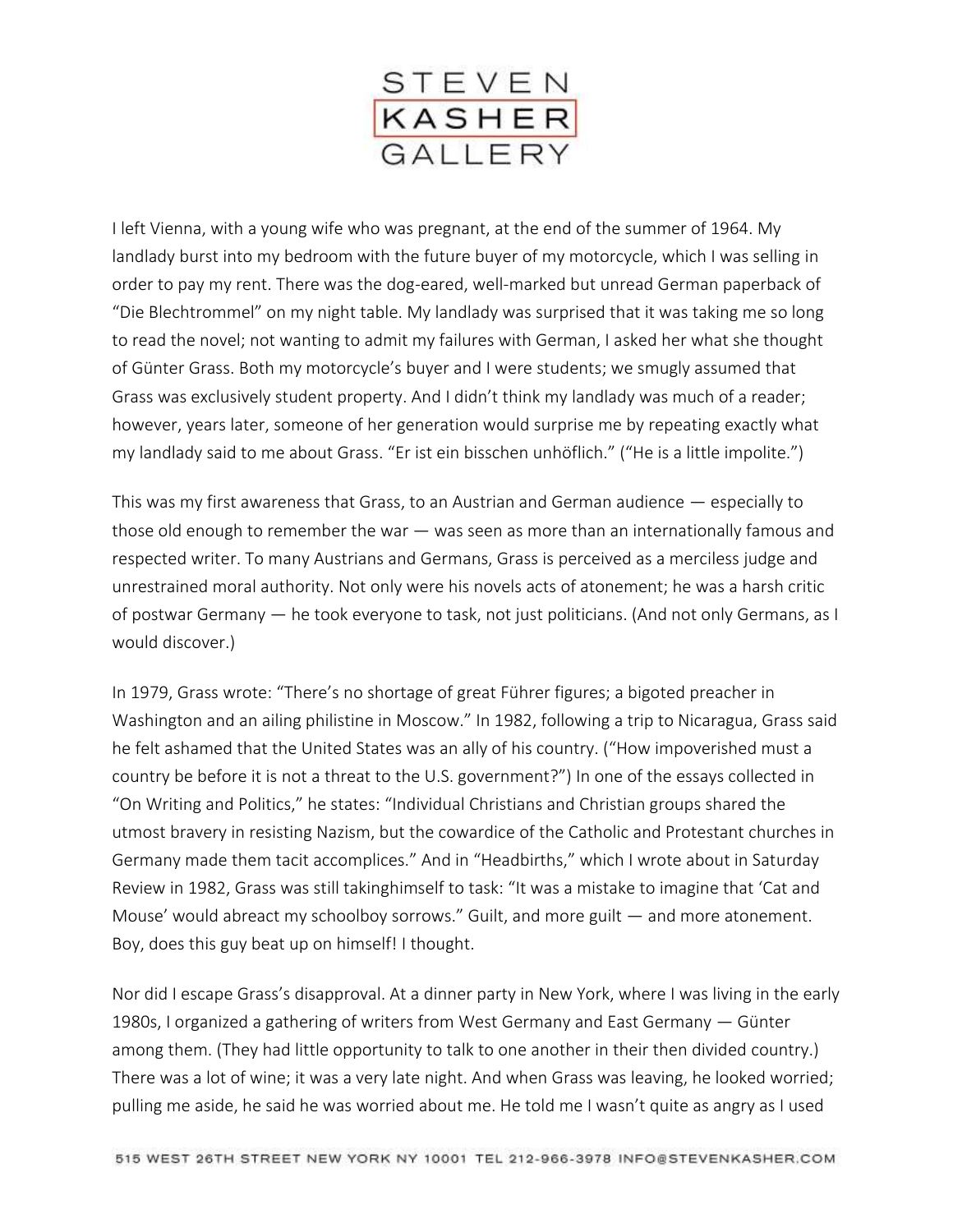I left Vienna, with a young wife who was pregnant, at the end of the summer of 1964. My landlady burst into my bedroom with the future buyer of my motorcycle, which I was selling in order to pay my rent. There was the dog-eared, well-marked but unread German paperback of "Die Blechtrommel" on my night table. My landlady was surprised that it was taking me so long to read the novel; not wanting to admit my failures with German, I asked her what she thought of Günter Grass. Both my motorcycle's buyer and I were students; we smugly assumed that Grass was exclusively student property. And I didn't think my landlady was much of a reader; however, years later, someone of her generation would surprise me by repeating exactly what my landlady said to me about Grass. "Er ist ein bisschen unhöflich." ("He is a little impolite.")

This was my first awareness that Grass, to an Austrian and German audience — especially to those old enough to remember the war — was seen as more than an internationally famous and respected writer. To many Austrians and Germans, Grass is perceived as a merciless judge and unrestrained moral authority. Not only were his novels acts of atonement; he was a harsh critic of postwar Germany — he took everyone to task, not just politicians. (And not only Germans, as I would discover.)

In 1979, Grass wrote: "There's no shortage of great Führer figures; a bigoted preacher in Washington and an ailing philistine in Moscow." In 1982, following a trip to Nicaragua, Grass said he felt ashamed that the United States was an ally of his country. ("How impoverished must a country be before it is not a threat to the U.S. government?") In one of the essays collected in "On Writing and Politics," he states: "Individual Christians and Christian groups shared the utmost bravery in resisting Nazism, but the cowardice of the Catholic and Protestant churches in Germany made them tacit accomplices." And in "Headbirths," which I wrote about in Saturday Review in 1982, Grass was still takinghimself to task: "It was a mistake to imagine that 'Cat and Mouse' would abreact my schoolboy sorrows." Guilt, and more guilt — and more atonement. Boy, does this guy beat up on himself! I thought.

Nor did I escape Grass's disapproval. At a dinner party in New York, where I was living in the early 1980s, I organized a gathering of writers from West Germany and East Germany — Günter among them. (They had little opportunity to talk to one another in their then divided country.) There was a lot of wine; it was a very late night. And when Grass was leaving, he looked worried; pulling me aside, he said he was worried about me. He told me I wasn't quite as angry as I used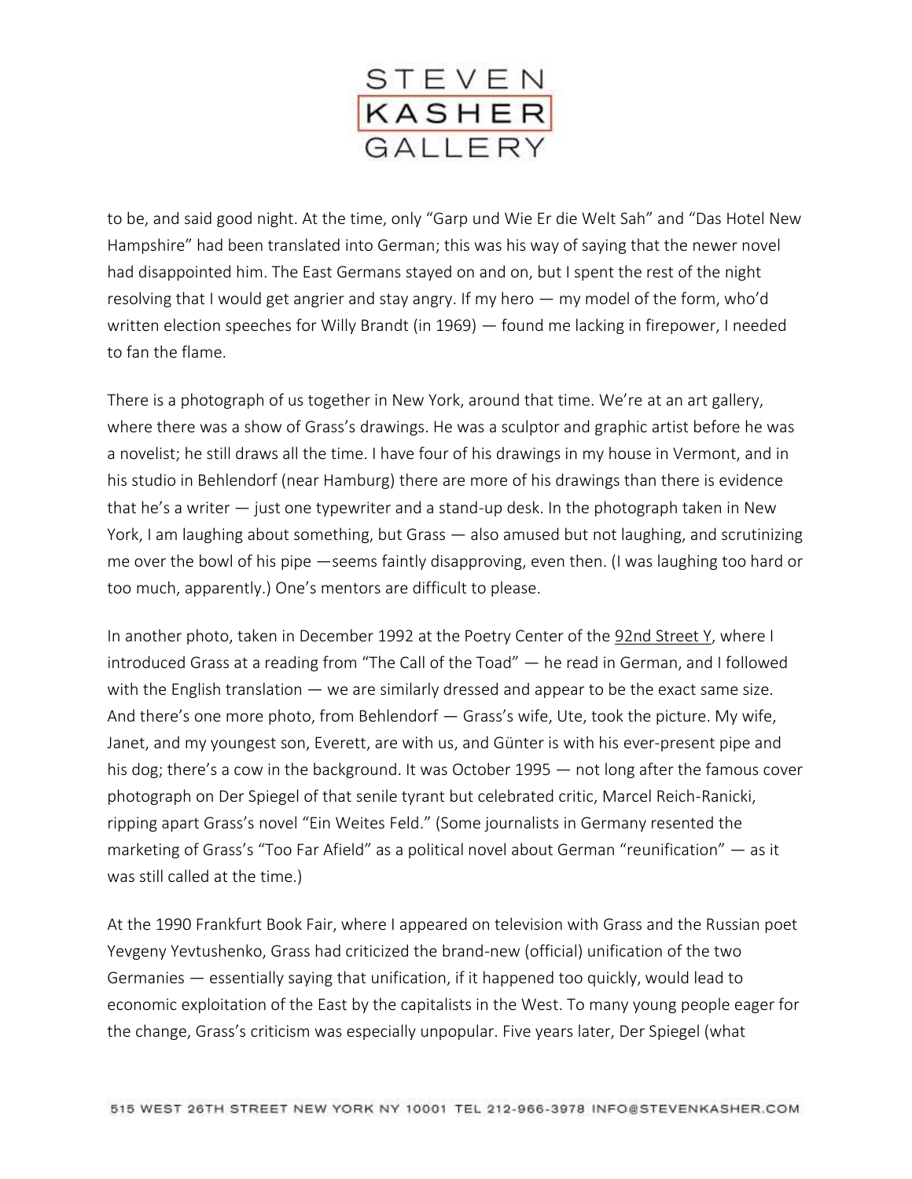to be, and said good night. At the time, only "Garp und Wie Er die Welt Sah" and "Das Hotel New Hampshire" had been translated into German; this was his way of saying that the newer novel had disappointed him. The East Germans stayed on and on, but I spent the rest of the night resolving that I would get angrier and stay angry. If my hero — my model of the form, who'd written election speeches for Willy Brandt (in 1969) — found me lacking in firepower, I needed to fan the flame.

There is a photograph of us together in New York, around that time. We're at an art gallery, where there was a show of Grass's drawings. He was a sculptor and graphic artist before he was a novelist; he still draws all the time. I have four of his drawings in my house in Vermont, and in his studio in Behlendorf (near Hamburg) there are more of his drawings than there is evidence that he's a writer — just one typewriter and a stand-up desk. In the photograph taken in New York, I am laughing about something, but Grass — also amused but not laughing, and scrutinizing me over the bowl of his pipe —seems faintly disapproving, even then. (I was laughing too hard or too much, apparently.) One's mentors are difficult to please.

In another photo, taken in December 1992 at the Poetry Center of the 92nd Street Y, where I introduced Grass at a reading from "The Call of the Toad" — he read in German, and I followed with the English translation — we are similarly dressed and appear to be the exact same size. And there's one more photo, from Behlendorf — Grass's wife, Ute, took the picture. My wife, Janet, and my youngest son, Everett, are with us, and Günter is with his ever-present pipe and his dog; there's a cow in the background. It was October 1995 — not long after the famous cover photograph on Der Spiegel of that senile tyrant but celebrated critic, Marcel Reich-Ranicki, ripping apart Grass's novel "Ein Weites Feld." (Some journalists in Germany resented the marketing of Grass's "Too Far Afield" as a political novel about German "reunification" — as it was still called at the time.)

At the 1990 Frankfurt Book Fair, where I appeared on television with Grass and the Russian poet Yevgeny Yevtushenko, Grass had criticized the brand-new (official) unification of the two Germanies — essentially saying that unification, if it happened too quickly, would lead to economic exploitation of the East by the capitalists in the West. To many young people eager for the change, Grass's criticism was especially unpopular. Five years later, Der Spiegel (what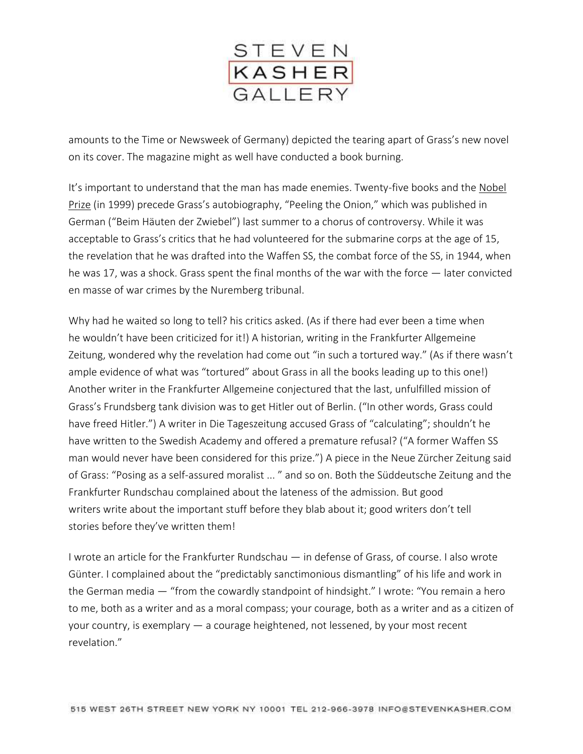amounts to the Time or Newsweek of Germany) depicted the tearing apart of Grass's new novel on its cover. The magazine might as well have conducted a book burning.

It's important to understand that the man has made enemies. Twenty-five books and the Nobel Prize (in 1999) precede Grass's autobiography, "Peeling the Onion," which was published in German ("Beim Häuten der Zwiebel") last summer to a chorus of controversy. While it was acceptable to Grass's critics that he had volunteered for the submarine corps at the age of 15, the revelation that he was drafted into the Waffen SS, the combat force of the SS, in 1944, when he was 17, was a shock. Grass spent the final months of the war with the force — later convicted en masse of war crimes by the Nuremberg tribunal.

Why had he waited so long to tell? his critics asked. (As if there had ever been a time when he wouldn't have been criticized for it!) A historian, writing in the Frankfurter Allgemeine Zeitung, wondered why the revelation had come out "in such a tortured way." (As if there wasn't ample evidence of what was "tortured" about Grass in all the books leading up to this one!) Another writer in the Frankfurter Allgemeine conjectured that the last, unfulfilled mission of Grass's Frundsberg tank division was to get Hitler out of Berlin. ("In other words, Grass could have freed Hitler.") A writer in Die Tageszeitung accused Grass of "calculating"; shouldn't he have written to the Swedish Academy and offered a premature refusal? ("A former Waffen SS man would never have been considered for this prize.") A piece in the Neue Zürcher Zeitung said of Grass: "Posing as a self-assured moralist ... " and so on. Both the Süddeutsche Zeitung and the Frankfurter Rundschau complained about the lateness of the admission. But good writers write about the important stuff before they blab about it; good writers don't tell stories before they've written them!

I wrote an article for the Frankfurter Rundschau — in defense of Grass, of course. I also wrote Günter. I complained about the "predictably sanctimonious dismantling" of his life and work in the German media — "from the cowardly standpoint of hindsight." I wrote: "You remain a hero to me, both as a writer and as a moral compass; your courage, both as a writer and as a citizen of your country, is exemplary — a courage heightened, not lessened, by your most recent revelation."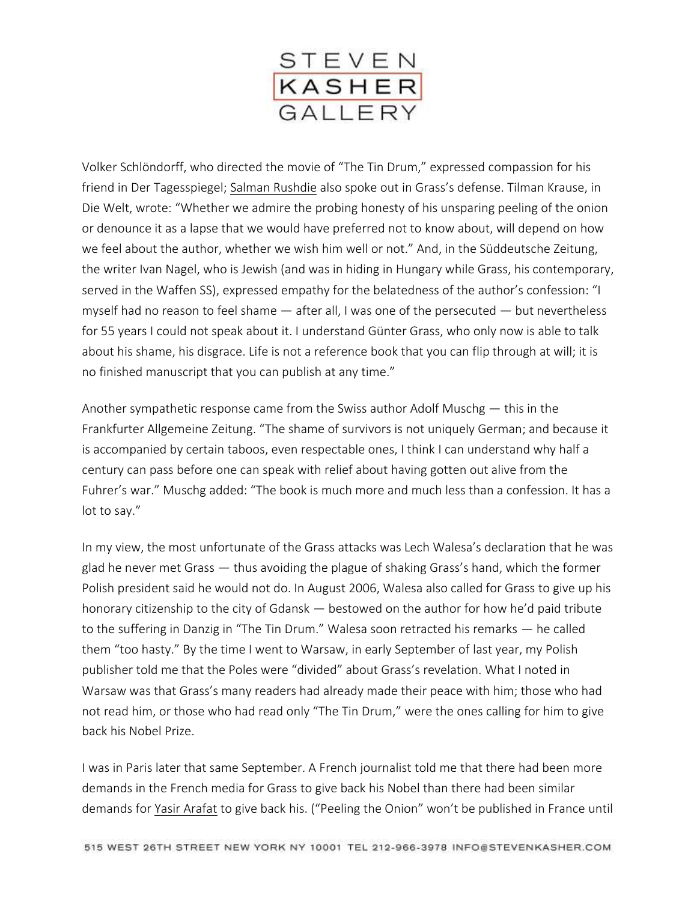Volker Schlöndorff, who directed the movie of "The Tin Drum," expressed compassion for his friend in Der Tagesspiegel; Salman Rushdie also spoke out in Grass's defense. Tilman Krause, in Die Welt, wrote: "Whether we admire the probing honesty of his unsparing peeling of the onion or denounce it as a lapse that we would have preferred not to know about, will depend on how we feel about the author, whether we wish him well or not." And, in the Süddeutsche Zeitung, the writer Ivan Nagel, who is Jewish (and was in hiding in Hungary while Grass, his contemporary, served in the Waffen SS), expressed empathy for the belatedness of the author's confession: "I myself had no reason to feel shame — after all, I was one of the persecuted — but nevertheless for 55 years I could not speak about it. I understand Günter Grass, who only now is able to talk about his shame, his disgrace. Life is not a reference book that you can flip through at will; it is no finished manuscript that you can publish at any time."

Another sympathetic response came from the Swiss author Adolf Muschg — this in the Frankfurter Allgemeine Zeitung. "The shame of survivors is not uniquely German; and because it is accompanied by certain taboos, even respectable ones, I think I can understand why half a century can pass before one can speak with relief about having gotten out alive from the Fuhrer's war." Muschg added: "The book is much more and much less than a confession. It has a lot to say."

In my view, the most unfortunate of the Grass attacks was Lech Walesa's declaration that he was glad he never met Grass — thus avoiding the plague of shaking Grass's hand, which the former Polish president said he would not do. In August 2006, Walesa also called for Grass to give up his honorary citizenship to the city of Gdansk — bestowed on the author for how he'd paid tribute to the suffering in Danzig in "The Tin Drum." Walesa soon retracted his remarks — he called them "too hasty." By the time I went to Warsaw, in early September of last year, my Polish publisher told me that the Poles were "divided" about Grass's revelation. What I noted in Warsaw was that Grass's many readers had already made their peace with him; those who had not read him, or those who had read only "The Tin Drum," were the ones calling for him to give back his Nobel Prize.

I was in Paris later that same September. A French journalist told me that there had been more demands in the French media for Grass to give back his Nobel than there had been similar demands for Yasir Arafat to give back his. ("Peeling the Onion" won't be published in France until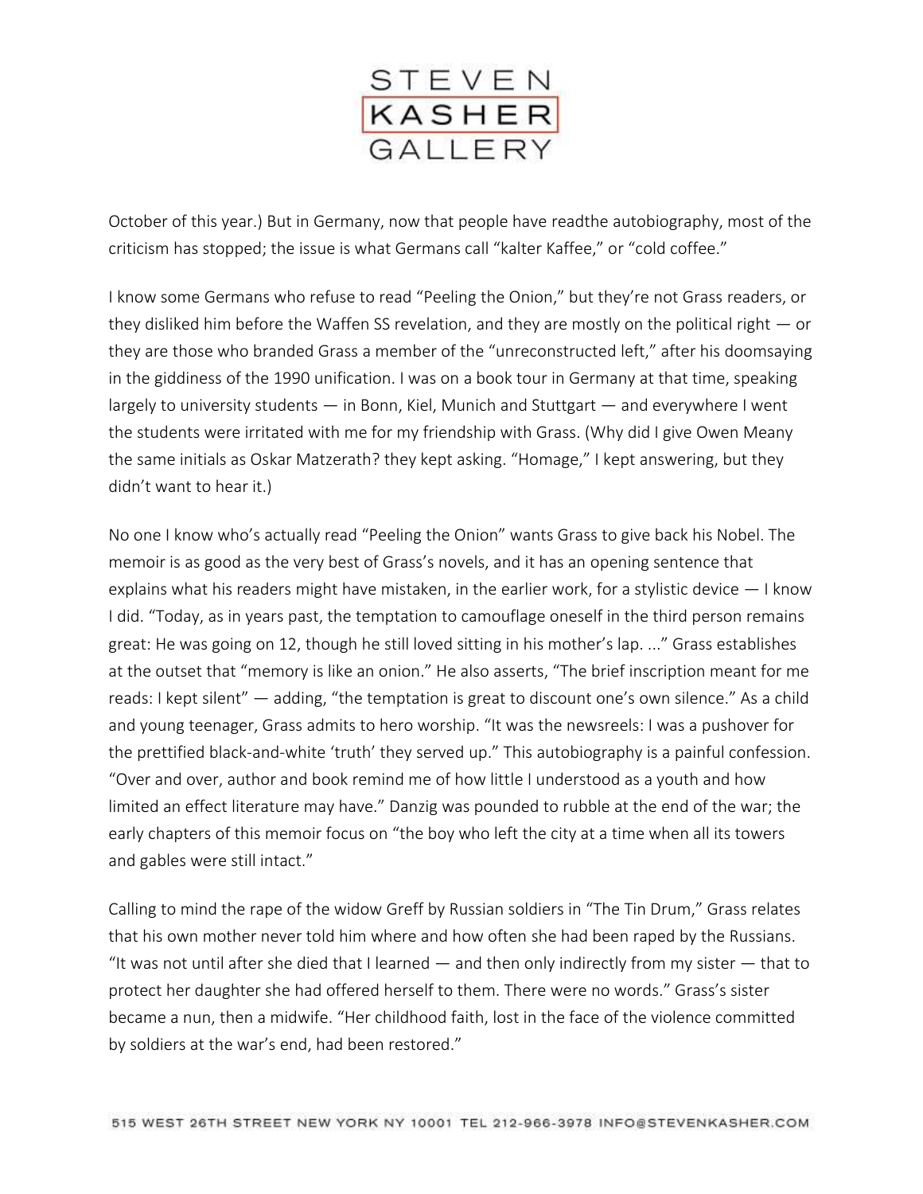October of this year.) But in Germany, now that people have readthe autobiography, most of the criticism has stopped; the issue is what Germans call “kalter Kaffee,” or “cold coffee.”

I know some Germans who refuse to read “Peeling the Onion,” but they’re not Grass readers, or they disliked him before the Waffen SS revelation, and they are mostly on the political right — or they are those who branded Grass a member of the “unreconstructed left,” after his doomsaying in the giddiness of the 1990 unification. I was on a book tour in Germany at that time, speaking largely to university students — in Bonn, Kiel, Munich and Stuttgart — and everywhere I went the students were irritated with me for my friendship with Grass. (Why did I give Owen Meany the same initials as Oskar Matzerath? they kept asking. “Homage,” I kept answering, but they didn’t want to hear it.)

No one I know who’s actually read “Peeling the Onion” wants Grass to give back his Nobel. The memoir is as good as the very best of Grass’s novels, and it has an opening sentence that explains what his readers might have mistaken, in the earlier work, for a stylistic device — I know I did. “Today, as in years past, the temptation to camouflage oneself in the third person remains great: He was going on 12, though he still loved sitting in his mother’s lap. ...” Grass establishes at the outset that “memory is like an onion.” He also asserts, “The brief inscription meant for me reads: I kept silent” — adding, “the temptation is great to discount one’s own silence.” As a child and young teenager, Grass admits to hero worship. “It was the newsreels: I was a pushover for the prettified black-and-white ‘truth’ they served up.” This autobiography is a painful confession. “Over and over, author and book remind me of how little I understood as a youth and how limited an effect literature may have.” Danzig was pounded to rubble at the end of the war; the early chapters of this memoir focus on “the boy who left the city at a time when all its towers and gables were still intact.”

Calling to mind the rape of the widow Greff by Russian soldiers in “The Tin Drum,” Grass relates that his own mother never told him where and how often she had been raped by the Russians. “It was not until after she died that I learned — and then only indirectly from my sister — that to protect her daughter she had offered herself to them. There were no words.” Grass’s sister became a nun, then a midwife. “Her childhood faith, lost in the face of the violence committed by soldiers at the war’s end, had been restored.”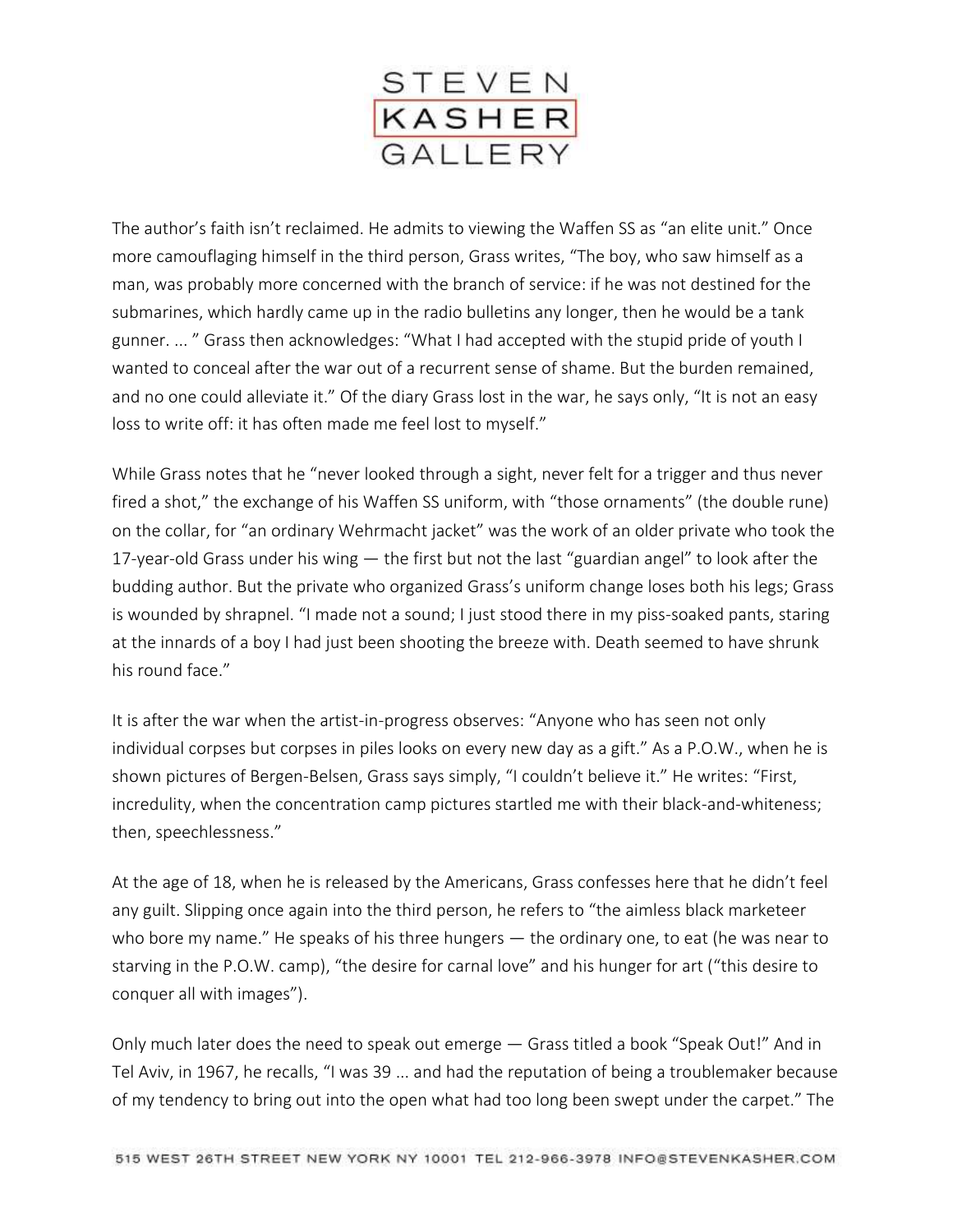The author's faith isn't reclaimed. He admits to viewing the Waffen SS as "an elite unit." Once more camouflaging himself in the third person, Grass writes, "The boy, who saw himself as a man, was probably more concerned with the branch of service: if he was not destined for the submarines, which hardly came up in the radio bulletins any longer, then he would be a tank gunner. ... " Grass then acknowledges: "What I had accepted with the stupid pride of youth I wanted to conceal after the war out of a recurrent sense of shame. But the burden remained, and no one could alleviate it." Of the diary Grass lost in the war, he says only, "It is not an easy loss to write off: it has often made me feel lost to myself."

While Grass notes that he "never looked through a sight, never felt for a trigger and thus never fired a shot," the exchange of his Waffen SS uniform, with "those ornaments" (the double rune) on the collar, for "an ordinary Wehrmacht jacket" was the work of an older private who took the 17-year-old Grass under his wing — the first but not the last "guardian angel" to look after the budding author. But the private who organized Grass's uniform change loses both his legs; Grass is wounded by shrapnel. "I made not a sound; I just stood there in my piss-soaked pants, staring at the innards of a boy I had just been shooting the breeze with. Death seemed to have shrunk his round face."

It is after the war when the artist-in-progress observes: "Anyone who has seen not only individual corpses but corpses in piles looks on every new day as a gift." As a P.O.W., when he is shown pictures of Bergen-Belsen, Grass says simply, "I couldn't believe it." He writes: "First, incredulity, when the concentration camp pictures startled me with their black-and-whiteness; then, speechlessness."

At the age of 18, when he is released by the Americans, Grass confesses here that he didn't feel any guilt. Slipping once again into the third person, he refers to "the aimless black marketeer who bore my name." He speaks of his three hungers — the ordinary one, to eat (he was near to starving in the P.O.W. camp), "the desire for carnal love" and his hunger for art ("this desire to conquer all with images").

Only much later does the need to speak out emerge — Grass titled a book "Speak Out!" And in Tel Aviv, in 1967, he recalls, "I was 39 ... and had the reputation of being a troublemaker because of my tendency to bring out into the open what had too long been swept under the carpet." The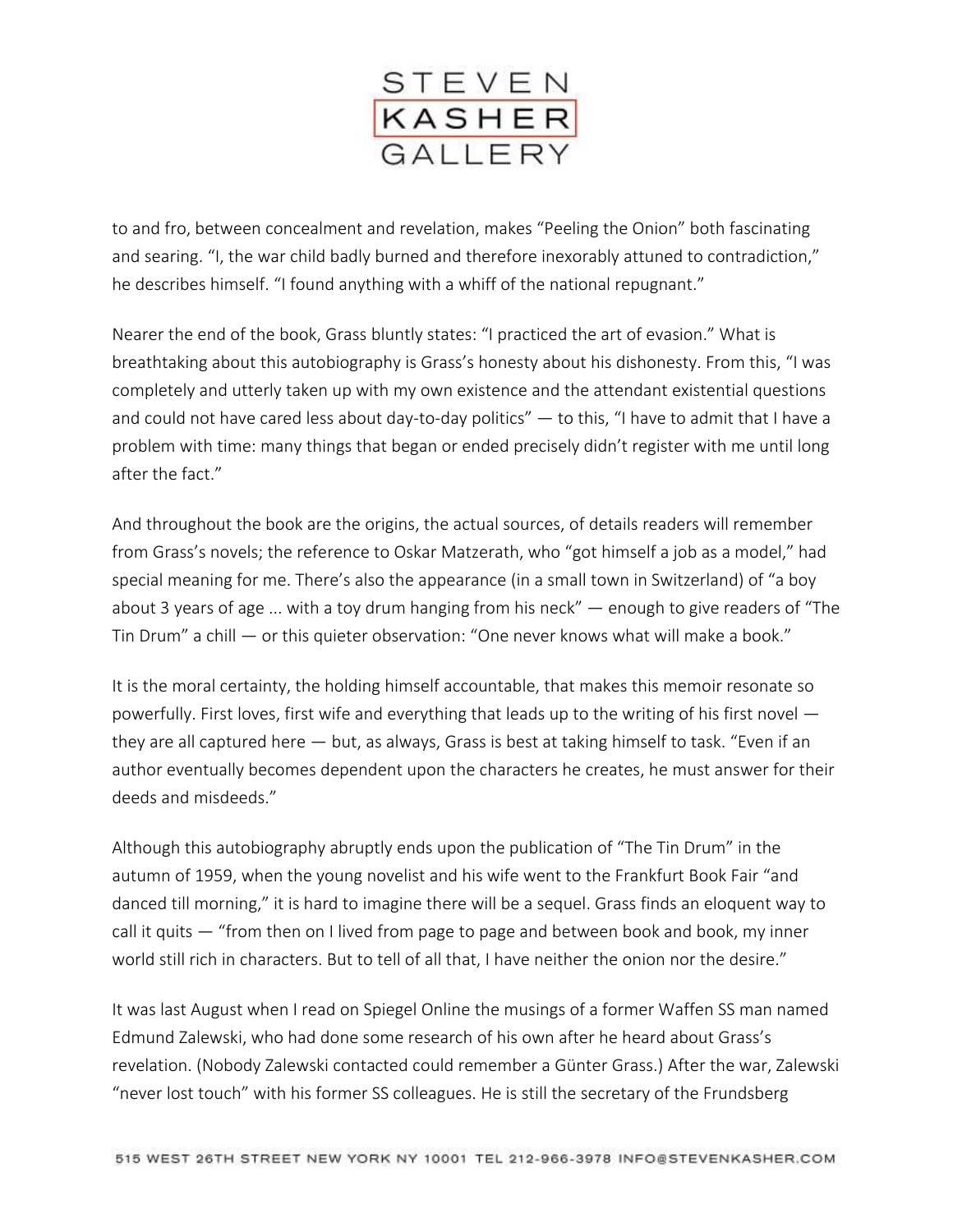to and fro, between concealment and revelation, makes “Peeling the Onion” both fascinating and searing. “I, the war child badly burned and therefore inexorably attuned to contradiction,” he describes himself. “I found anything with a whiff of the national repugnant.”

Nearer the end of the book, Grass bluntly states: “I practiced the art of evasion.” What is breathtaking about this autobiography is Grass’s honesty about his dishonesty. From this, “I was completely and utterly taken up with my own existence and the attendant existential questions and could not have cared less about day-to-day politics” — to this, “I have to admit that I have a problem with time: many things that began or ended precisely didn’t register with me until long after the fact.”

And throughout the book are the origins, the actual sources, of details readers will remember from Grass’s novels; the reference to Oskar Matzerath, who “got himself a job as a model,” had special meaning for me. There’s also the appearance (in a small town in Switzerland) of “a boy about 3 years of age ... with a toy drum hanging from his neck” — enough to give readers of “The Tin Drum” a chill — or this quieter observation: “One never knows what will make a book.”

It is the moral certainty, the holding himself accountable, that makes this memoir resonate so powerfully. First loves, first wife and everything that leads up to the writing of his first novel — they are all captured here — but, as always, Grass is best at taking himself to task. “Even if an author eventually becomes dependent upon the characters he creates, he must answer for their deeds and misdeeds.”

Although this autobiography abruptly ends upon the publication of “The Tin Drum” in the autumn of 1959, when the young novelist and his wife went to the Frankfurt Book Fair “and danced till morning,” it is hard to imagine there will be a sequel. Grass finds an eloquent way to call it quits — “from then on I lived from page to page and between book and book, my inner world still rich in characters. But to tell of all that, I have neither the onion nor the desire.”

It was last August when I read on Spiegel Online the musings of a former Waffen SS man named Edmund Zalewski, who had done some research of his own after he heard about Grass’s revelation. (Nobody Zalewski contacted could remember a Günter Grass.) After the war, Zalewski “never lost touch” with his former SS colleagues. He is still the secretary of the Frundsberg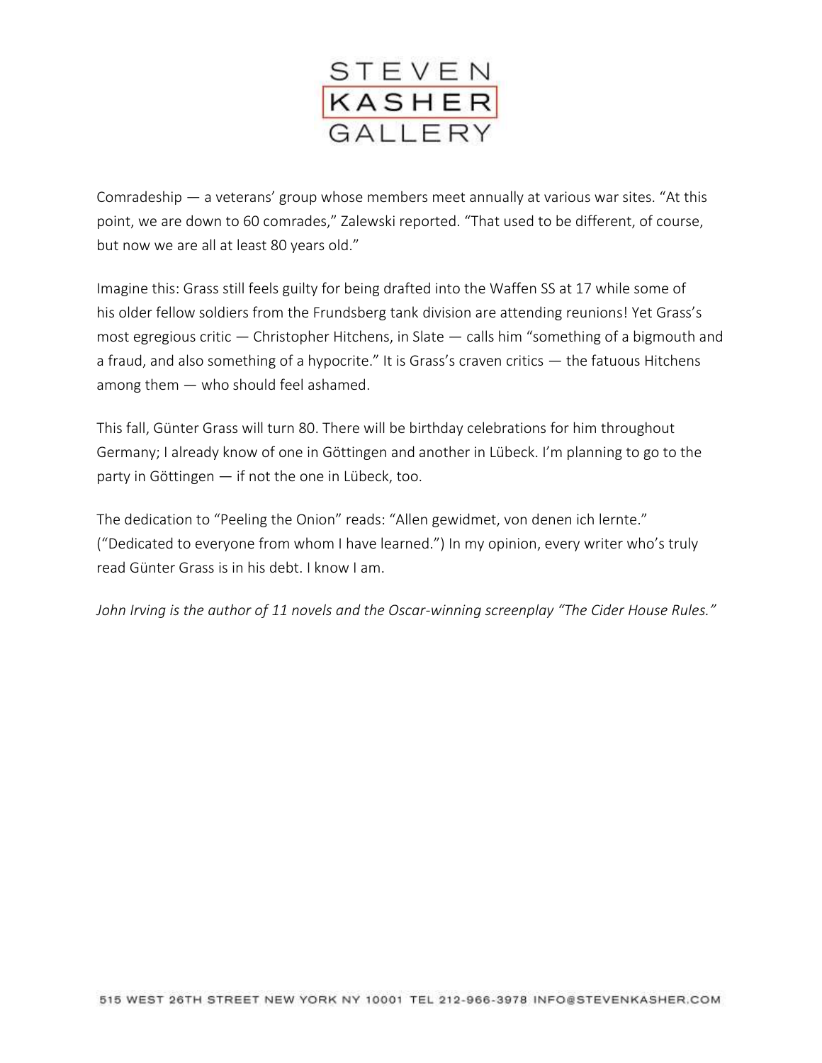Comradeship — a veterans' group whose members meet annually at various war sites. "At this point, we are down to 60 comrades," Zalewski reported. "That used to be different, of course, but now we are all at least 80 years old."

Imagine this: Grass still feels guilty for being drafted into the Waffen SS at 17 while some of his older fellow soldiers from the Frundsberg tank division are attending reunions! Yet Grass's most egregious critic — Christopher Hitchens, in Slate — calls him "something of a bigmouth and a fraud, and also something of a hypocrite." It is Grass's craven critics — the fatuous Hitchens among them — who should feel ashamed.

This fall, Günter Grass will turn 80. There will be birthday celebrations for him throughout Germany; I already know of one in Göttingen and another in Lübeck. I'm planning to go to the party in Göttingen — if not the one in Lübeck, too.

The dedication to "Peeling the Onion" reads: "Allen gewidmet, von denen ich lernte." ("Dedicated to everyone from whom I have learned.") In my opinion, every writer who's truly read Günter Grass is in his debt. I know I am.

*John Irving is the author of 11 novels and the Oscar-winning screenplay "The Cider House Rules."*